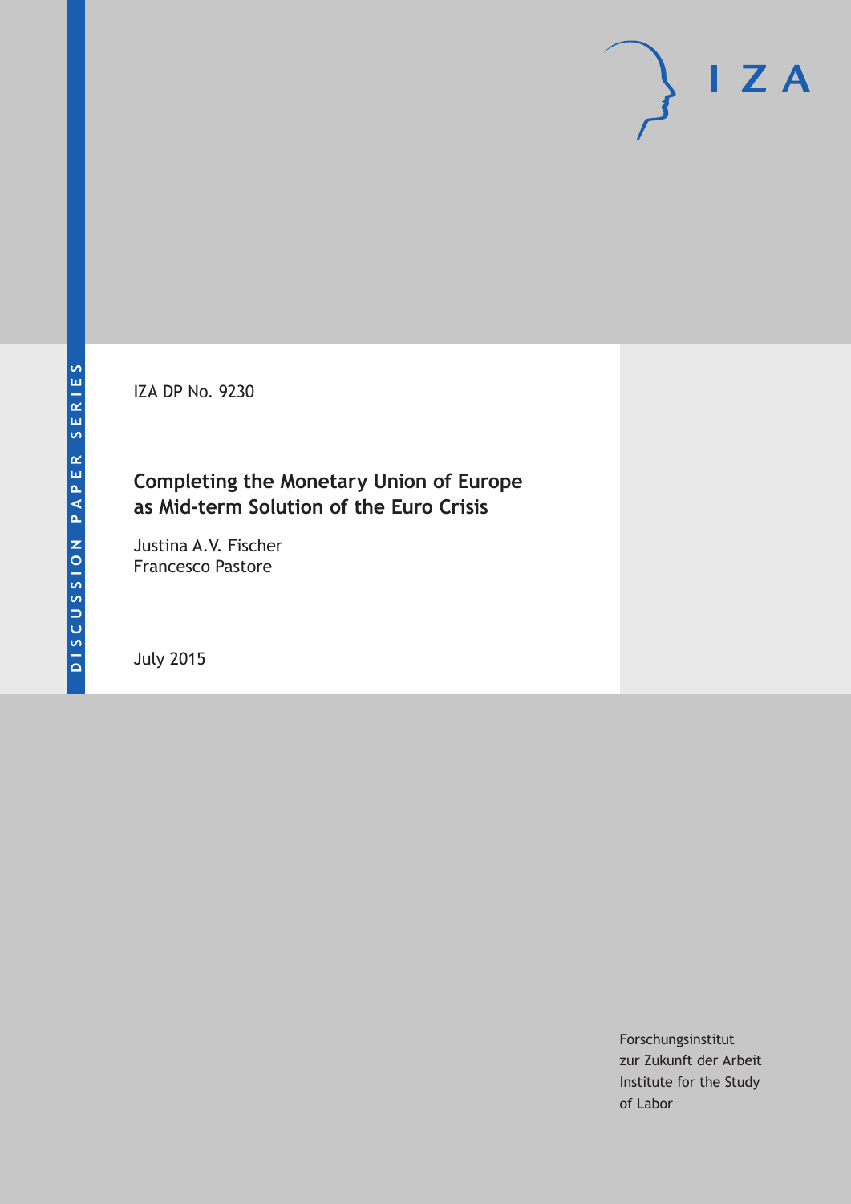DISCUSSION PAPER SERIES

IZA DP No. 9230

# Completing the Monetary Union of Europe as Mid-term Solution of the Euro Crisis

Justina A.V. Fischer
Francesco Pastore

July 2015

Forschungsinstitut
zur Zukunft der Arbeit
Institute for the Study
of Labor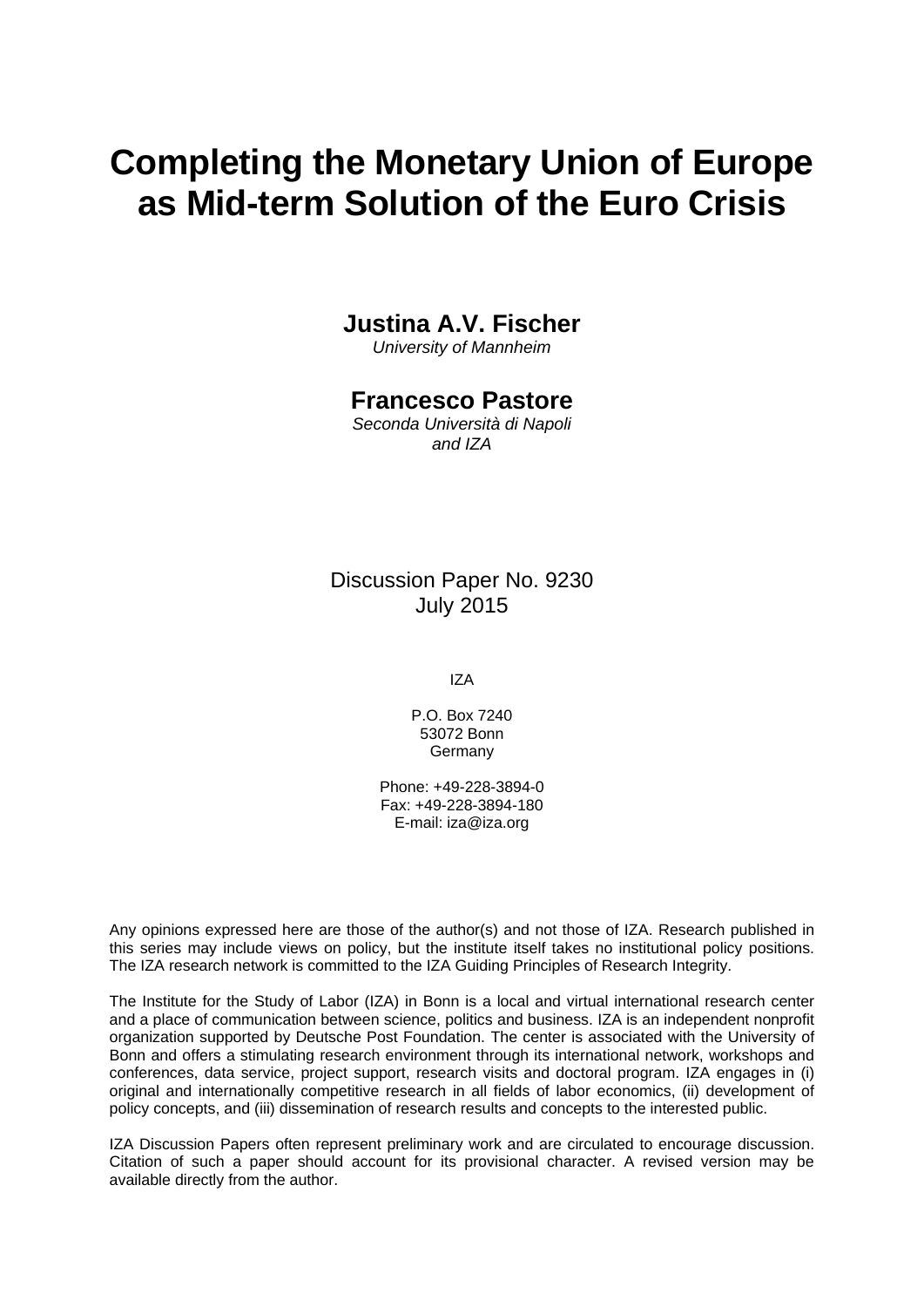# Completing the Monetary Union of Europe as Mid-term Solution of the Euro Crisis

**Justina A.V. Fischer**
*University of Mannheim*

**Francesco Pastore**
*Seconda Università di Napoli and IZA*

Discussion Paper No. 9230
July 2015

IZA

P.O. Box 7240
53072 Bonn
Germany

Phone: +49-228-3894-0
Fax: +49-228-3894-180
E-mail: iza@iza.org

Any opinions expressed here are those of the author(s) and not those of IZA. Research published in this series may include views on policy, but the institute itself takes no institutional policy positions. The IZA research network is committed to the IZA Guiding Principles of Research Integrity.

The Institute for the Study of Labor (IZA) in Bonn is a local and virtual international research center and a place of communication between science, politics and business. IZA is an independent nonprofit organization supported by Deutsche Post Foundation. The center is associated with the University of Bonn and offers a stimulating research environment through its international network, workshops and conferences, data service, project support, research visits and doctoral program. IZA engages in (i) original and internationally competitive research in all fields of labor economics, (ii) development of policy concepts, and (iii) dissemination of research results and concepts to the interested public.

IZA Discussion Papers often represent preliminary work and are circulated to encourage discussion. Citation of such a paper should account for its provisional character. A revised version may be available directly from the author.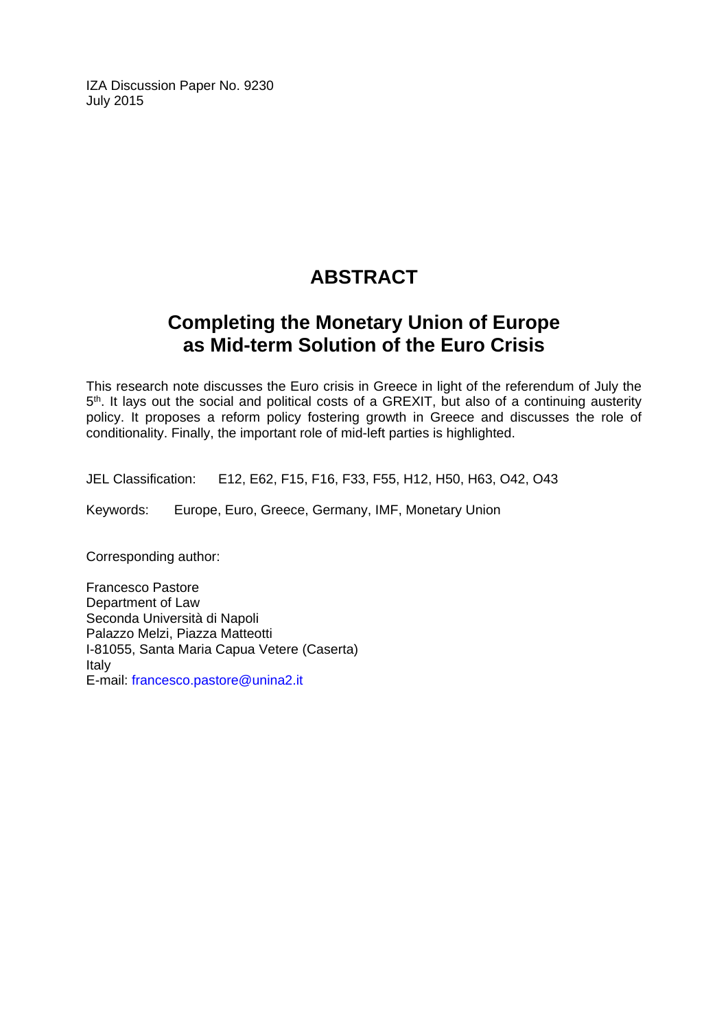IZA Discussion Paper No. 9230
July 2015

# ABSTRACT

## Completing the Monetary Union of Europe as Mid-term Solution of the Euro Crisis

This research note discusses the Euro crisis in Greece in light of the referendum of July the 5th. It lays out the social and political costs of a GREXIT, but also of a continuing austerity policy. It proposes a reform policy fostering growth in Greece and discusses the role of conditionality. Finally, the important role of mid-left parties is highlighted.

JEL Classification: E12, E62, F15, F16, F33, F55, H12, H50, H63, O42, O43

Keywords: Europe, Euro, Greece, Germany, IMF, Monetary Union

Corresponding author:

Francesco Pastore
Department of Law
Seconda Università di Napoli
Palazzo Melzi, Piazza Matteotti
I-81055, Santa Maria Capua Vetere (Caserta)
Italy
E-mail: francesco.pastore@unina2.it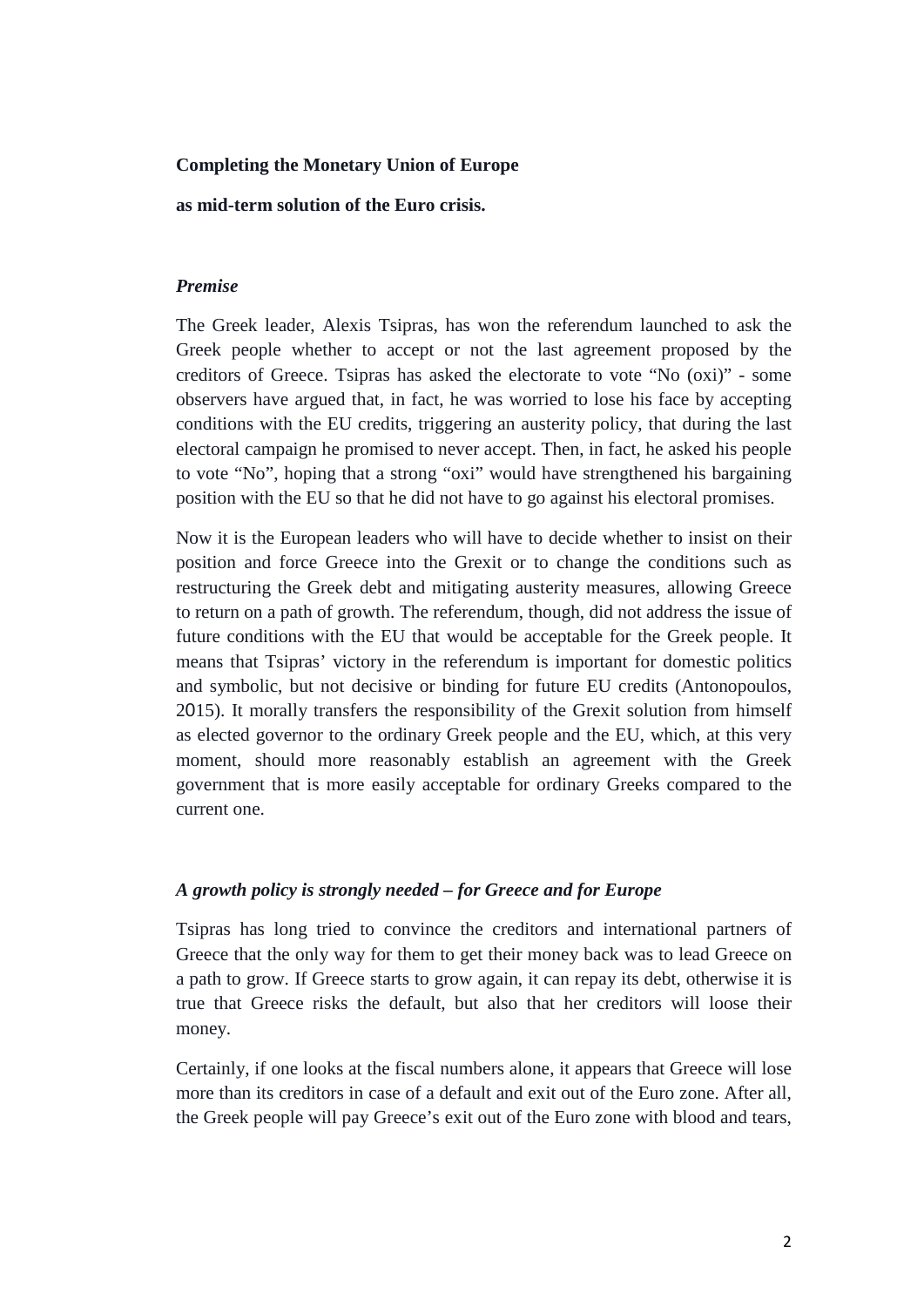**Completing the Monetary Union of Europe**

**as mid-term solution of the Euro crisis.**

***Premise***

The Greek leader, Alexis Tsipras, has won the referendum launched to ask the Greek people whether to accept or not the last agreement proposed by the creditors of Greece. Tsipras has asked the electorate to vote "No (oxi)" - some observers have argued that, in fact, he was worried to lose his face by accepting conditions with the EU credits, triggering an austerity policy, that during the last electoral campaign he promised to never accept. Then, in fact, he asked his people to vote "No", hoping that a strong "oxi" would have strengthened his bargaining position with the EU so that he did not have to go against his electoral promises.

Now it is the European leaders who will have to decide whether to insist on their position and force Greece into the Grexit or to change the conditions such as restructuring the Greek debt and mitigating austerity measures, allowing Greece to return on a path of growth. The referendum, though, did not address the issue of future conditions with the EU that would be acceptable for the Greek people. It means that Tsipras' victory in the referendum is important for domestic politics and symbolic, but not decisive or binding for future EU credits (Antonopoulos, 2015). It morally transfers the responsibility of the Grexit solution from himself as elected governor to the ordinary Greek people and the EU, which, at this very moment, should more reasonably establish an agreement with the Greek government that is more easily acceptable for ordinary Greeks compared to the current one.

***A growth policy is strongly needed – for Greece and for Europe***

Tsipras has long tried to convince the creditors and international partners of Greece that the only way for them to get their money back was to lead Greece on a path to grow. If Greece starts to grow again, it can repay its debt, otherwise it is true that Greece risks the default, but also that her creditors will loose their money.

Certainly, if one looks at the fiscal numbers alone, it appears that Greece will lose more than its creditors in case of a default and exit out of the Euro zone. After all, the Greek people will pay Greece's exit out of the Euro zone with blood and tears,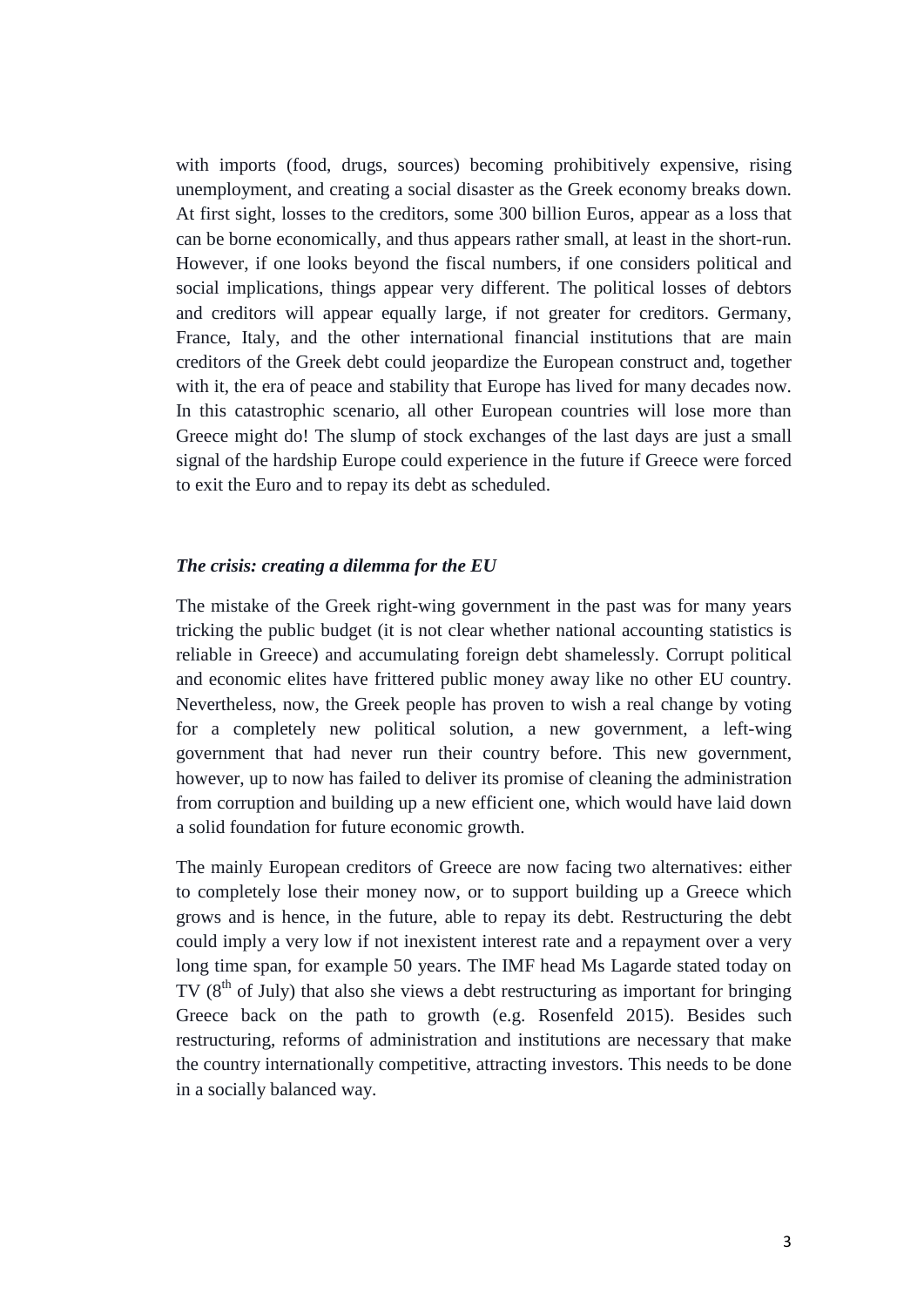with imports (food, drugs, sources) becoming prohibitively expensive, rising unemployment, and creating a social disaster as the Greek economy breaks down. At first sight, losses to the creditors, some 300 billion Euros, appear as a loss that can be borne economically, and thus appears rather small, at least in the short-run. However, if one looks beyond the fiscal numbers, if one considers political and social implications, things appear very different. The political losses of debtors and creditors will appear equally large, if not greater for creditors. Germany, France, Italy, and the other international financial institutions that are main creditors of the Greek debt could jeopardize the European construct and, together with it, the era of peace and stability that Europe has lived for many decades now. In this catastrophic scenario, all other European countries will lose more than Greece might do! The slump of stock exchanges of the last days are just a small signal of the hardship Europe could experience in the future if Greece were forced to exit the Euro and to repay its debt as scheduled.

### *The crisis: creating a dilemma for the EU*

The mistake of the Greek right-wing government in the past was for many years tricking the public budget (it is not clear whether national accounting statistics is reliable in Greece) and accumulating foreign debt shamelessly. Corrupt political and economic elites have frittered public money away like no other EU country. Nevertheless, now, the Greek people has proven to wish a real change by voting for a completely new political solution, a new government, a left-wing government that had never run their country before. This new government, however, up to now has failed to deliver its promise of cleaning the administration from corruption and building up a new efficient one, which would have laid down a solid foundation for future economic growth.

The mainly European creditors of Greece are now facing two alternatives: either to completely lose their money now, or to support building up a Greece which grows and is hence, in the future, able to repay its debt. Restructuring the debt could imply a very low if not inexistent interest rate and a repayment over a very long time span, for example 50 years. The IMF head Ms Lagarde stated today on TV (8th of July) that also she views a debt restructuring as important for bringing Greece back on the path to growth (e.g. Rosenfeld 2015). Besides such restructuring, reforms of administration and institutions are necessary that make the country internationally competitive, attracting investors. This needs to be done in a socially balanced way.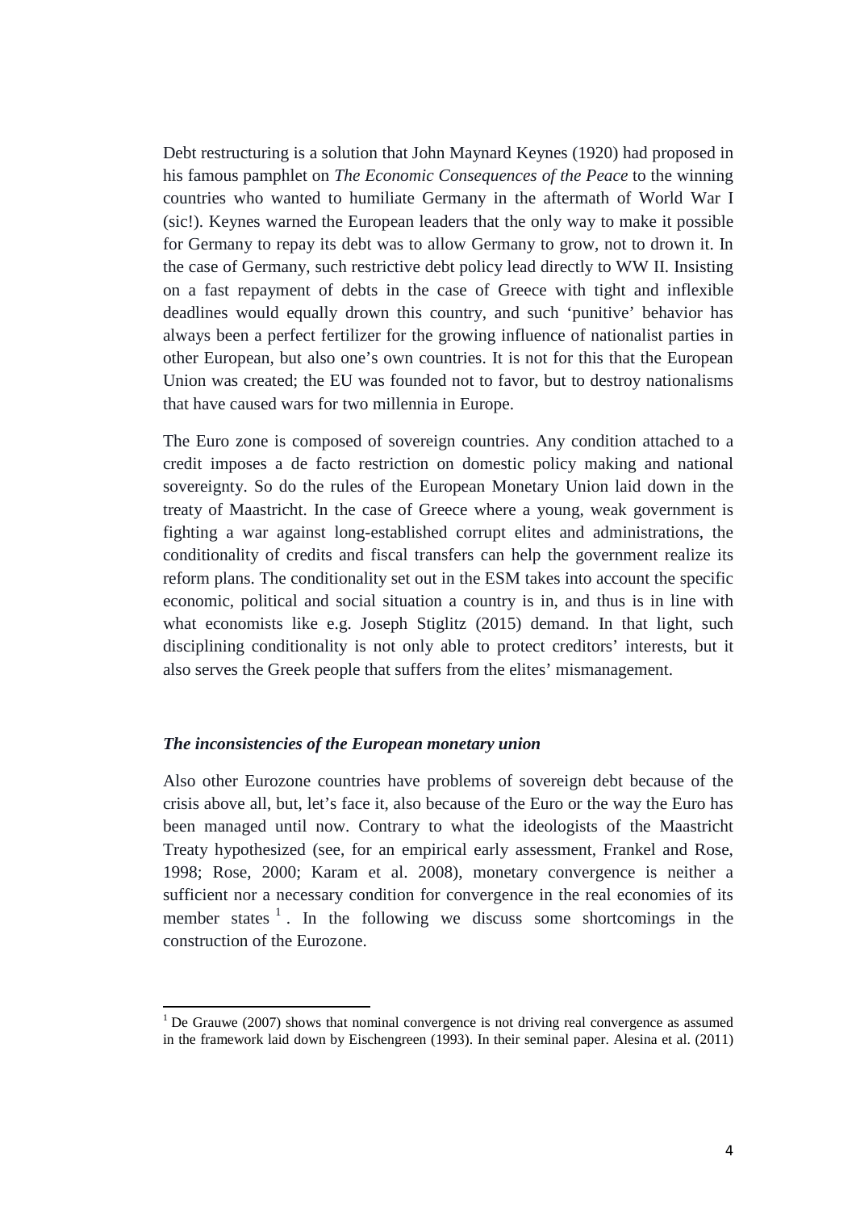Debt restructuring is a solution that John Maynard Keynes (1920) had proposed in his famous pamphlet on *The Economic Consequences of the Peace* to the winning countries who wanted to humiliate Germany in the aftermath of World War I (sic!). Keynes warned the European leaders that the only way to make it possible for Germany to repay its debt was to allow Germany to grow, not to drown it. In the case of Germany, such restrictive debt policy lead directly to WW II. Insisting on a fast repayment of debts in the case of Greece with tight and inflexible deadlines would equally drown this country, and such 'punitive' behavior has always been a perfect fertilizer for the growing influence of nationalist parties in other European, but also one's own countries. It is not for this that the European Union was created; the EU was founded not to favor, but to destroy nationalisms that have caused wars for two millennia in Europe.

The Euro zone is composed of sovereign countries. Any condition attached to a credit imposes a de facto restriction on domestic policy making and national sovereignty. So do the rules of the European Monetary Union laid down in the treaty of Maastricht. In the case of Greece where a young, weak government is fighting a war against long-established corrupt elites and administrations, the conditionality of credits and fiscal transfers can help the government realize its reform plans. The conditionality set out in the ESM takes into account the specific economic, political and social situation a country is in, and thus is in line with what economists like e.g. Joseph Stiglitz (2015) demand. In that light, such disciplining conditionality is not only able to protect creditors' interests, but it also serves the Greek people that suffers from the elites' mismanagement.

### *The inconsistencies of the European monetary union*

Also other Eurozone countries have problems of sovereign debt because of the crisis above all, but, let's face it, also because of the Euro or the way the Euro has been managed until now. Contrary to what the ideologists of the Maastricht Treaty hypothesized (see, for an empirical early assessment, Frankel and Rose, 1998; Rose, 2000; Karam et al. 2008), monetary convergence is neither a sufficient nor a necessary condition for convergence in the real economies of its member states [1]. In the following we discuss some shortcomings in the construction of the Eurozone.

[1] De Grauwe (2007) shows that nominal convergence is not driving real convergence as assumed in the framework laid down by Eischengreen (1993). In their seminal paper. Alesina et al. (2011)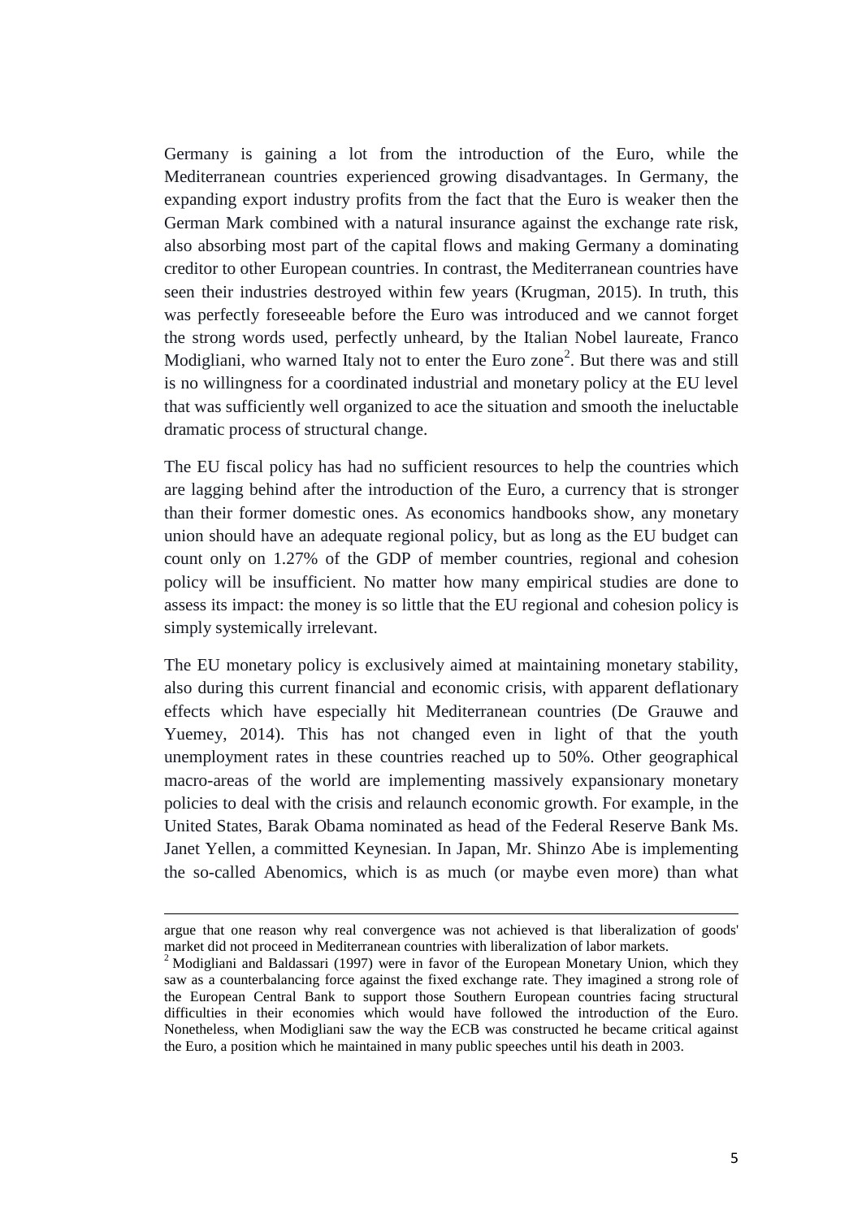Germany is gaining a lot from the introduction of the Euro, while the Mediterranean countries experienced growing disadvantages. In Germany, the expanding export industry profits from the fact that the Euro is weaker then the German Mark combined with a natural insurance against the exchange rate risk, also absorbing most part of the capital flows and making Germany a dominating creditor to other European countries. In contrast, the Mediterranean countries have seen their industries destroyed within few years (Krugman, 2015). In truth, this was perfectly foreseeable before the Euro was introduced and we cannot forget the strong words used, perfectly unheard, by the Italian Nobel laureate, Franco Modigliani, who warned Italy not to enter the Euro zone[2]. But there was and still is no willingness for a coordinated industrial and monetary policy at the EU level that was sufficiently well organized to ace the situation and smooth the ineluctable dramatic process of structural change.

The EU fiscal policy has had no sufficient resources to help the countries which are lagging behind after the introduction of the Euro, a currency that is stronger than their former domestic ones. As economics handbooks show, any monetary union should have an adequate regional policy, but as long as the EU budget can count only on 1.27% of the GDP of member countries, regional and cohesion policy will be insufficient. No matter how many empirical studies are done to assess its impact: the money is so little that the EU regional and cohesion policy is simply systemically irrelevant.

The EU monetary policy is exclusively aimed at maintaining monetary stability, also during this current financial and economic crisis, with apparent deflationary effects which have especially hit Mediterranean countries (De Grauwe and Yuemey, 2014). This has not changed even in light of that the youth unemployment rates in these countries reached up to 50%. Other geographical macro-areas of the world are implementing massively expansionary monetary policies to deal with the crisis and relaunch economic growth. For example, in the United States, Barak Obama nominated as head of the Federal Reserve Bank Ms. Janet Yellen, a committed Keynesian. In Japan, Mr. Shinzo Abe is implementing the so-called Abenomics, which is as much (or maybe even more) than what

---

argue that one reason why real convergence was not achieved is that liberalization of goods' market did not proceed in Mediterranean countries with liberalization of labor markets.

[2] Modigliani and Baldassari (1997) were in favor of the European Monetary Union, which they saw as a counterbalancing force against the fixed exchange rate. They imagined a strong role of the European Central Bank to support those Southern European countries facing structural difficulties in their economies which would have followed the introduction of the Euro. Nonetheless, when Modigliani saw the way the ECB was constructed he became critical against the Euro, a position which he maintained in many public speeches until his death in 2003.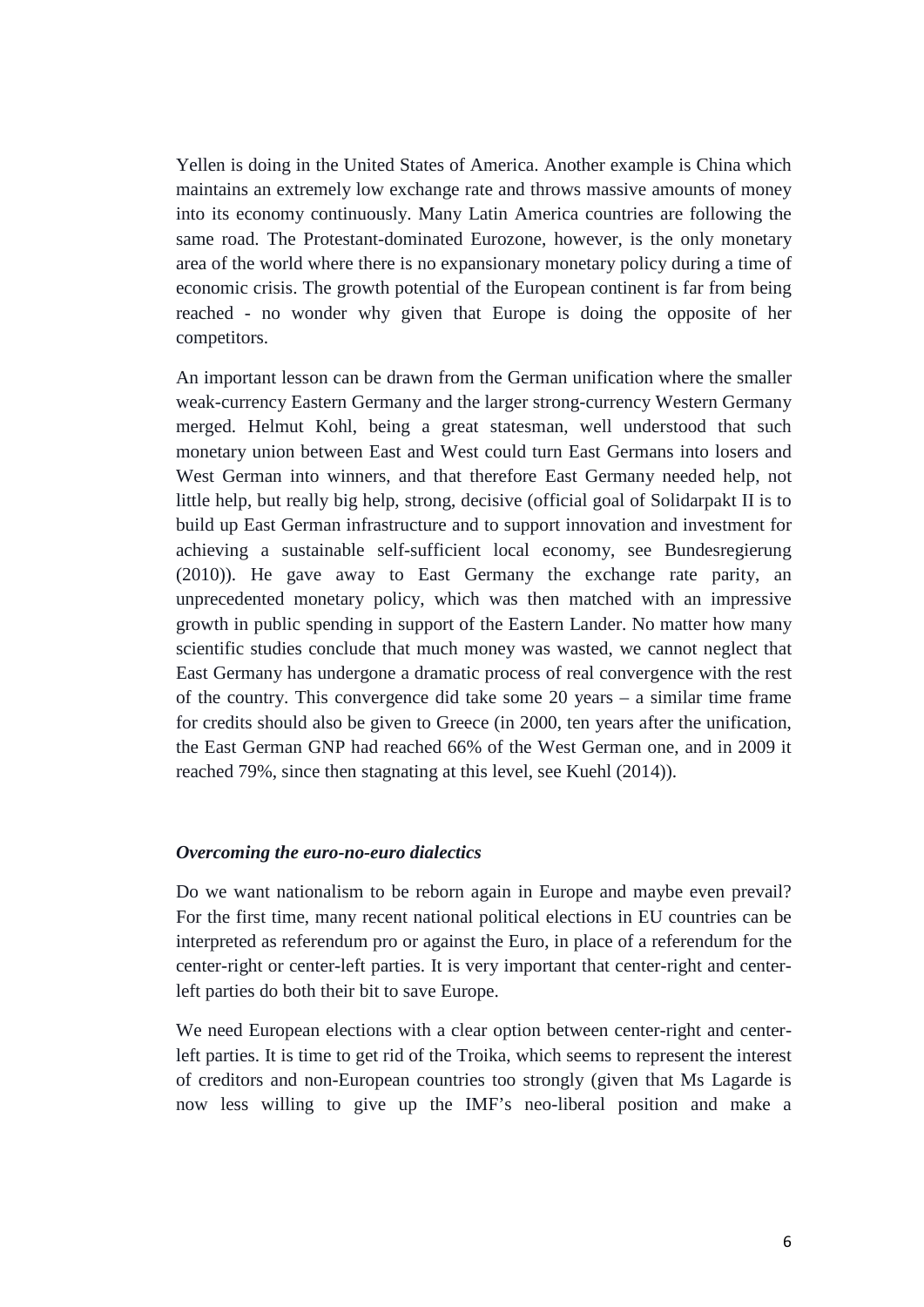Yellen is doing in the United States of America. Another example is China which maintains an extremely low exchange rate and throws massive amounts of money into its economy continuously. Many Latin America countries are following the same road. The Protestant-dominated Eurozone, however, is the only monetary area of the world where there is no expansionary monetary policy during a time of economic crisis. The growth potential of the European continent is far from being reached - no wonder why given that Europe is doing the opposite of her competitors.

An important lesson can be drawn from the German unification where the smaller weak-currency Eastern Germany and the larger strong-currency Western Germany merged. Helmut Kohl, being a great statesman, well understood that such monetary union between East and West could turn East Germans into losers and West German into winners, and that therefore East Germany needed help, not little help, but really big help, strong, decisive (official goal of Solidarpakt II is to build up East German infrastructure and to support innovation and investment for achieving a sustainable self-sufficient local economy, see Bundesregierung (2010)). He gave away to East Germany the exchange rate parity, an unprecedented monetary policy, which was then matched with an impressive growth in public spending in support of the Eastern Lander. No matter how many scientific studies conclude that much money was wasted, we cannot neglect that East Germany has undergone a dramatic process of real convergence with the rest of the country. This convergence did take some 20 years – a similar time frame for credits should also be given to Greece (in 2000, ten years after the unification, the East German GNP had reached 66% of the West German one, and in 2009 it reached 79%, since then stagnating at this level, see Kuehl (2014)).

***Overcoming the euro-no-euro dialectics***

Do we want nationalism to be reborn again in Europe and maybe even prevail? For the first time, many recent national political elections in EU countries can be interpreted as referendum pro or against the Euro, in place of a referendum for the center-right or center-left parties. It is very important that center-right and center-left parties do both their bit to save Europe.

We need European elections with a clear option between center-right and center-left parties. It is time to get rid of the Troika, which seems to represent the interest of creditors and non-European countries too strongly (given that Ms Lagarde is now less willing to give up the IMF's neo-liberal position and make a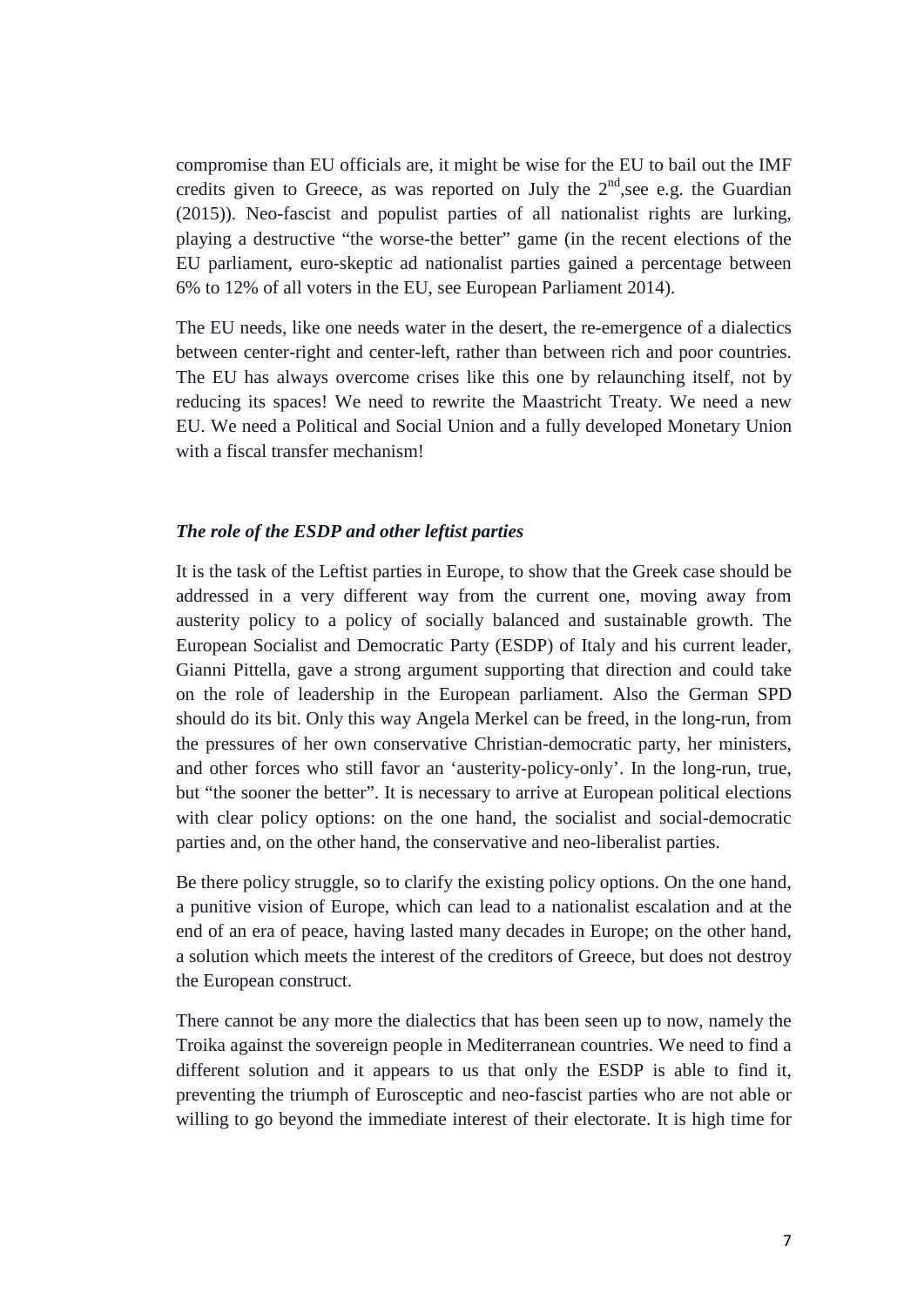compromise than EU officials are, it might be wise for the EU to bail out the IMF credits given to Greece, as was reported on July the $2^{nd}$,see e.g. the Guardian (2015)). Neo-fascist and populist parties of all nationalist rights are lurking, playing a destructive "the worse-the better" game (in the recent elections of the EU parliament, euro-skeptic ad nationalist parties gained a percentage between 6% to 12% of all voters in the EU, see European Parliament 2014).

The EU needs, like one needs water in the desert, the re-emergence of a dialectics between center-right and center-left, rather than between rich and poor countries. The EU has always overcome crises like this one by relaunching itself, not by reducing its spaces! We need to rewrite the Maastricht Treaty. We need a new EU. We need a Political and Social Union and a fully developed Monetary Union with a fiscal transfer mechanism!

### *The role of the ESDP and other leftist parties*

It is the task of the Leftist parties in Europe, to show that the Greek case should be addressed in a very different way from the current one, moving away from austerity policy to a policy of socially balanced and sustainable growth. The European Socialist and Democratic Party (ESDP) of Italy and his current leader, Gianni Pittella, gave a strong argument supporting that direction and could take on the role of leadership in the European parliament. Also the German SPD should do its bit. Only this way Angela Merkel can be freed, in the long-run, from the pressures of her own conservative Christian-democratic party, her ministers, and other forces who still favor an 'austerity-policy-only'. In the long-run, true, but "the sooner the better". It is necessary to arrive at European political elections with clear policy options: on the one hand, the socialist and social-democratic parties and, on the other hand, the conservative and neo-liberalist parties.

Be there policy struggle, so to clarify the existing policy options. On the one hand, a punitive vision of Europe, which can lead to a nationalist escalation and at the end of an era of peace, having lasted many decades in Europe; on the other hand, a solution which meets the interest of the creditors of Greece, but does not destroy the European construct.

There cannot be any more the dialectics that has been seen up to now, namely the Troika against the sovereign people in Mediterranean countries. We need to find a different solution and it appears to us that only the ESDP is able to find it, preventing the triumph of Eurosceptic and neo-fascist parties who are not able or willing to go beyond the immediate interest of their electorate. It is high time for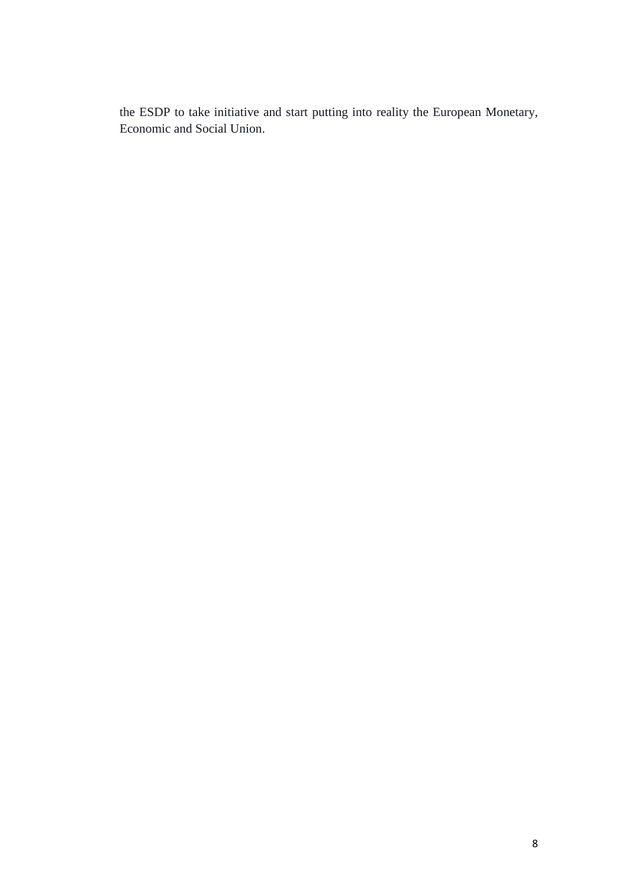the ESDP to take initiative and start putting into reality the European Monetary, Economic and Social Union.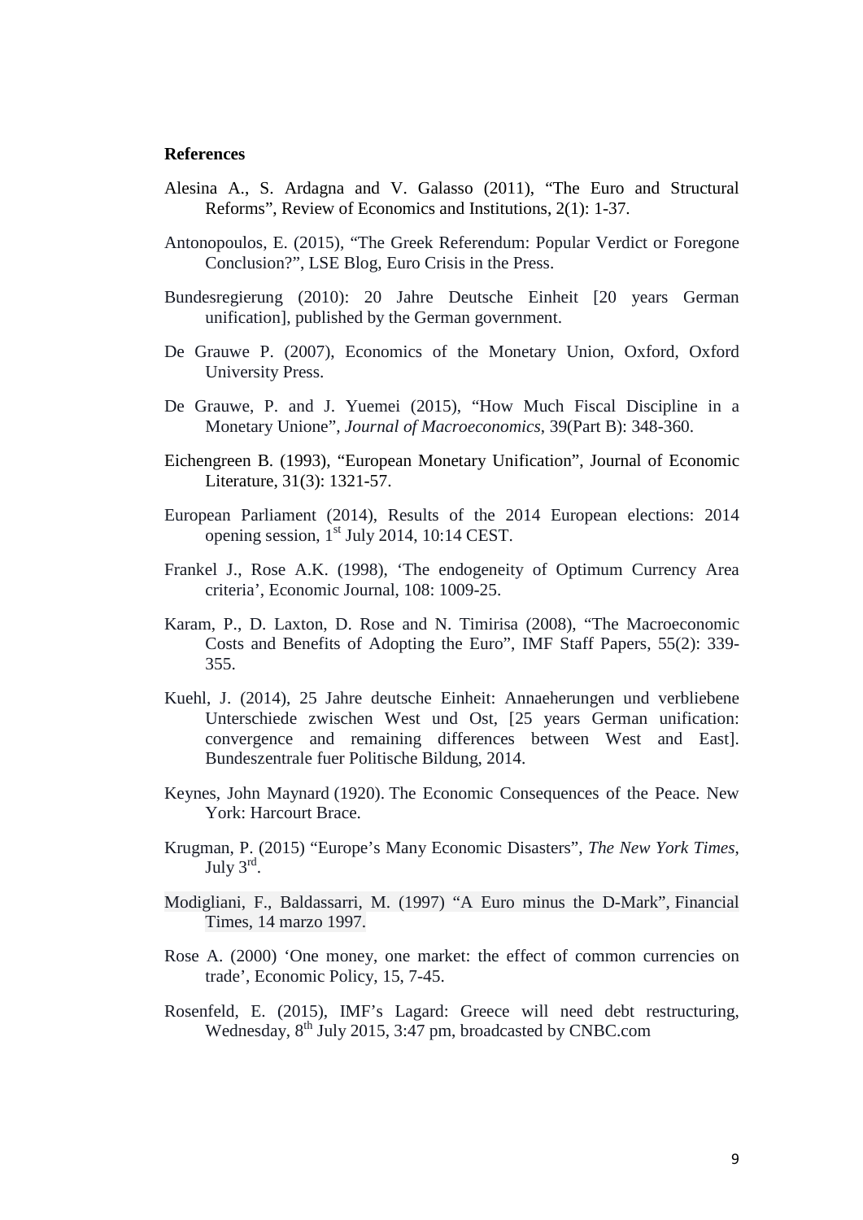**References**

Alesina A., S. Ardagna and V. Galasso (2011), "The Euro and Structural Reforms", Review of Economics and Institutions, 2(1): 1-37.

Antonopoulos, E. (2015), "The Greek Referendum: Popular Verdict or Foregone Conclusion?", LSE Blog, Euro Crisis in the Press.

Bundesregierung (2010): 20 Jahre Deutsche Einheit [20 years German unification], published by the German government.

De Grauwe P. (2007), Economics of the Monetary Union, Oxford, Oxford University Press.

De Grauwe, P. and J. Yuemei (2015), "How Much Fiscal Discipline in a Monetary Unione", *Journal of Macroeconomics*, 39(Part B): 348-360.

Eichengreen B. (1993), "European Monetary Unification", Journal of Economic Literature, 31(3): 1321-57.

European Parliament (2014), Results of the 2014 European elections: 2014 opening session, 1st July 2014, 10:14 CEST.

Frankel J., Rose A.K. (1998), 'The endogeneity of Optimum Currency Area criteria', Economic Journal, 108: 1009-25.

Karam, P., D. Laxton, D. Rose and N. Timirisa (2008), "The Macroeconomic Costs and Benefits of Adopting the Euro", IMF Staff Papers, 55(2): 339-355.

Kuehl, J. (2014), 25 Jahre deutsche Einheit: Annaeherungen und verbliebene Unterschiede zwischen West und Ost, [25 years German unification: convergence and remaining differences between West and East]. Bundeszentrale fuer Politische Bildung, 2014.

Keynes, John Maynard (1920). The Economic Consequences of the Peace. New York: Harcourt Brace.

Krugman, P. (2015) "Europe's Many Economic Disasters", *The New York Times*, July 3rd.

Modigliani, F., Baldassarri, M. (1997) "A Euro minus the D-Mark", Financial Times, 14 marzo 1997.

Rose A. (2000) 'One money, one market: the effect of common currencies on trade', Economic Policy, 15, 7-45.

Rosenfeld, E. (2015), IMF's Lagard: Greece will need debt restructuring, Wednesday, 8th July 2015, 3:47 pm, broadcasted by CNBC.com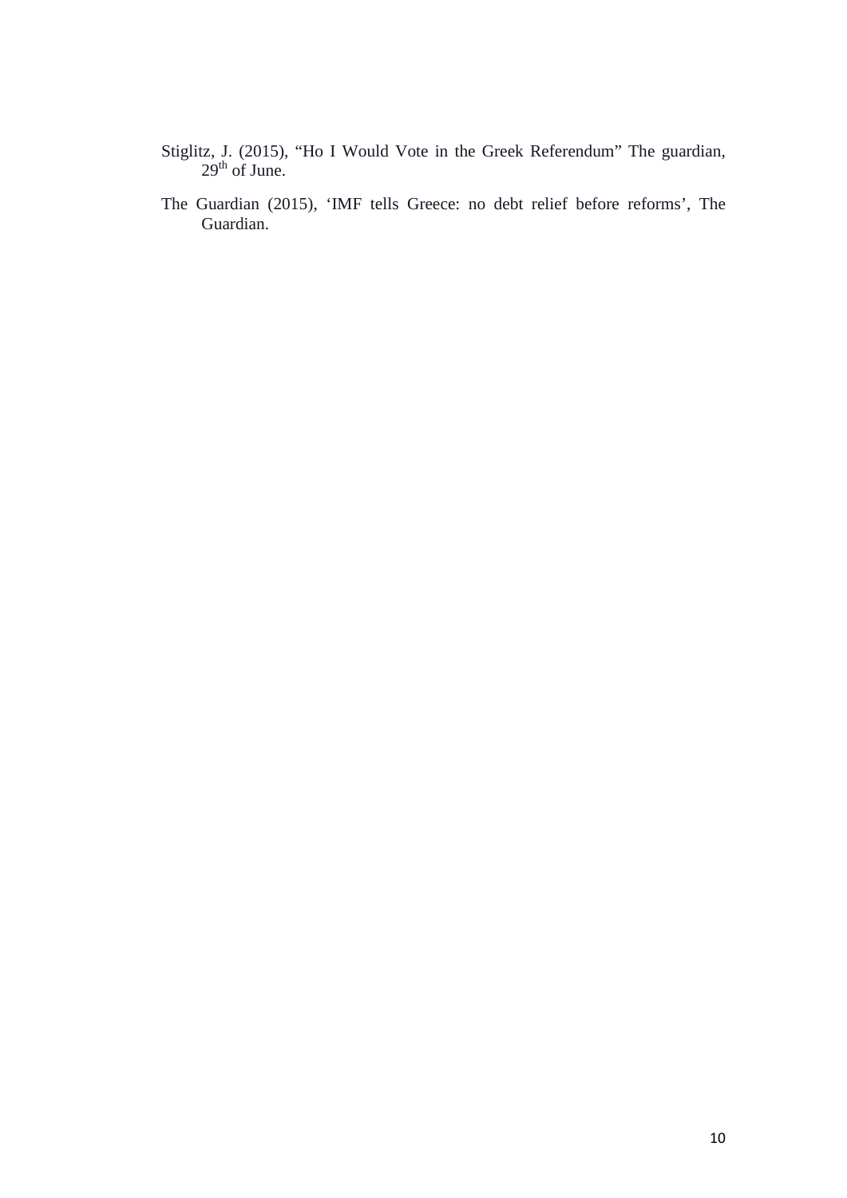Stiglitz, J. (2015), "Ho I Would Vote in the Greek Referendum" The guardian, 29th of June.

The Guardian (2015), 'IMF tells Greece: no debt relief before reforms', The Guardian.